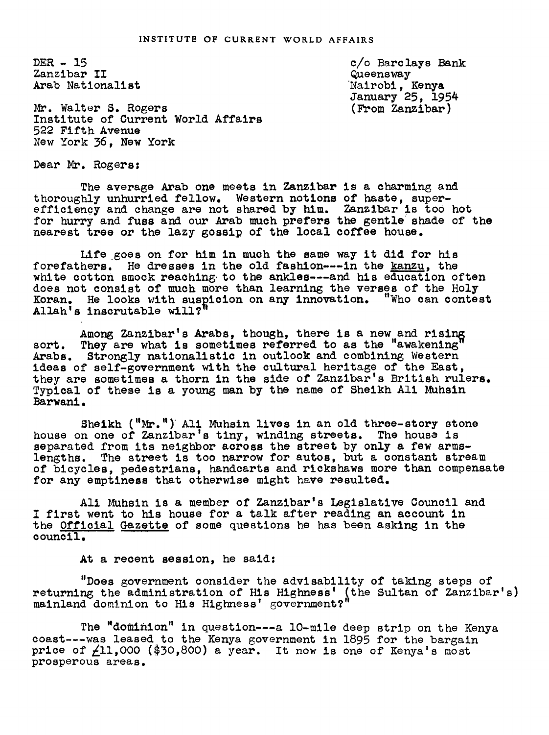INSTITUTE OF CURRENT WORLD AFFAIRS

DER - 15
Zanzibar II
Arab Nationalist

c/o Barclays Bank
Queensway
Nairobi, Kenya
January 25, 1954
(From Zanzibar)

Mr. Walter S. Rogers
Institute of Current World Affairs
522 Fifth Avenue
New York 36, New York

Dear Mr. Rogers:

The average Arab one meets in Zanzibar is a charming and thoroughly unhurried fellow. Western notions of haste, super-efficiency and change are not shared by him. Zanzibar is too hot for hurry and fuss and our Arab much prefers the gentle shade of the nearest tree or the lazy gossip of the local coffee house.

Life goes on for him in much the same way it did for his forefathers. He dresses in the old fashion---in the kanzu, the white cotton smock reaching to the ankles---and his education often does not consist of much more than learning the verses of the Holy Koran. He looks with suspicion on any innovation. "Who can contest Allah's inscrutable will?"

Among Zanzibar's Arabs, though, there is a new and rising sort. They are what is sometimes referred to as the "awakening" Arabs. Strongly nationalistic in outlook and combining Western ideas of self-government with the cultural heritage of the East, they are sometimes a thorn in the side of Zanzibar's British rulers. Typical of these is a young man by the name of Sheikh Ali Muhsin Barwani.

Sheikh ("Mr.") Ali Muhsin lives in an old three-story stone house on one of Zanzibar's tiny, winding streets. The house is separated from its neighbor across the street by only a few arms-lengths. The street is too narrow for autos, but a constant stream of bicycles, pedestrians, handcarts and rickshaws more than compensate for any emptiness that otherwise might have resulted.

Ali Muhsin is a member of Zanzibar's Legislative Council and I first went to his house for a talk after reading an account in the Official Gazette of some questions he has been asking in the council.

At a recent session, he said:

"Does government consider the advisability of taking steps of returning the administration of His Highness' (the Sultan of Zanzibar's) mainland dominion to His Highness' government?"

The "dominion" in question---a 10-mile deep strip on the Kenya coast---was leased to the Kenya government in 1895 for the bargain price of £11,000 ($30,800) a year. It now is one of Kenya's most prosperous areas.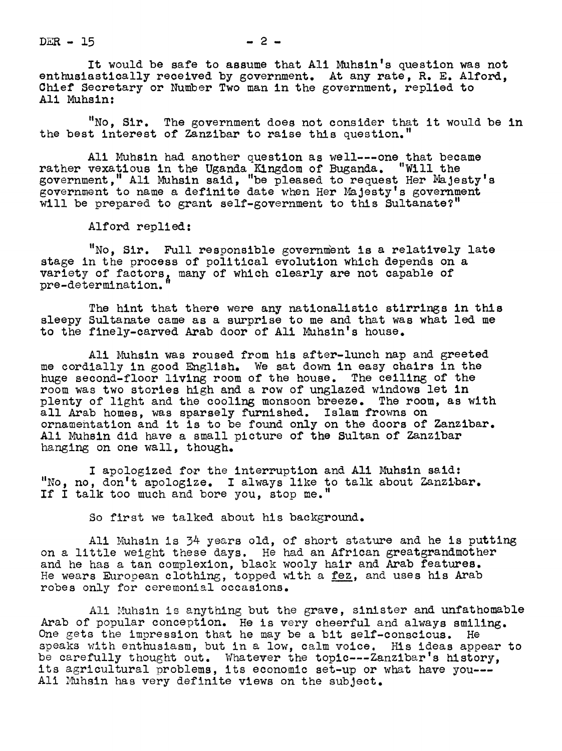It would be safe to assume that Ali Muhsin's question was not enthusiastically received by government. At any rate, R. E. Alford, Chief Secretary or Number Two man in the government, replied to Ali Muhsin:

"No, Sir. The government does not consider that it would be in the best interest of Zanzibar to raise this question."

Ali Muhsin had another question as well---one that became rather vexatious in the Uganda Kingdom of Buganda. "Will the government," Ali Muhsin said, "be pleased to request Her Majesty's government to name a definite date when Her Majesty's government will be prepared to grant self-government to this Sultanate?"

Alford replied:

"No, Sir. Full responsible government is a relatively late stage in the process of political evolution which depends on a variety of factors, many of which clearly are not capable of pre-determination."

The hint that there were any nationalistic stirrings in this sleepy Sultanate came as a surprise to me and that was what led me to the finely-carved Arab door of Ali Muhsin's house.

Ali Muhsin was roused from his after-lunch nap and greeted me cordially in good English. We sat down in easy chairs in the huge second-floor living room of the house. The ceiling of the room was two stories high and a row of unglazed windows let in plenty of light and the cooling monsoon breeze. The room, as with all Arab homes, was sparsely furnished. Islam frowns on ornamentation and it is to be found only on the doors of Zanzibar. Ali Muhsin did have a small picture of the Sultan of Zanzibar hanging on one wall, though.

I apologized for the interruption and Ali Muhsin said: "No, no, don't apologize. I always like to talk about Zanzibar. If I talk too much and bore you, stop me."

So first we talked about his background.

Ali Muhsin is 34 years old, of short stature and he is putting on a little weight these days. He had an African greatgrandmother and he has a tan complexion, black wooly hair and Arab features. He wears European clothing, topped with a <u>fez</u>, and uses his Arab robes only for ceremonial occasions.

Ali Muhsin is anything but the grave, sinister and unfathomable Arab of popular conception. He is very cheerful and always smiling. One gets the impression that he may be a bit self-conscious. He speaks with enthusiasm, but in a low, calm voice. His ideas appear to be carefully thought out. Whatever the topic---Zanzibar's history, its agricultural problems, its economic set-up or what have you---Ali Muhsin has very definite views on the subject.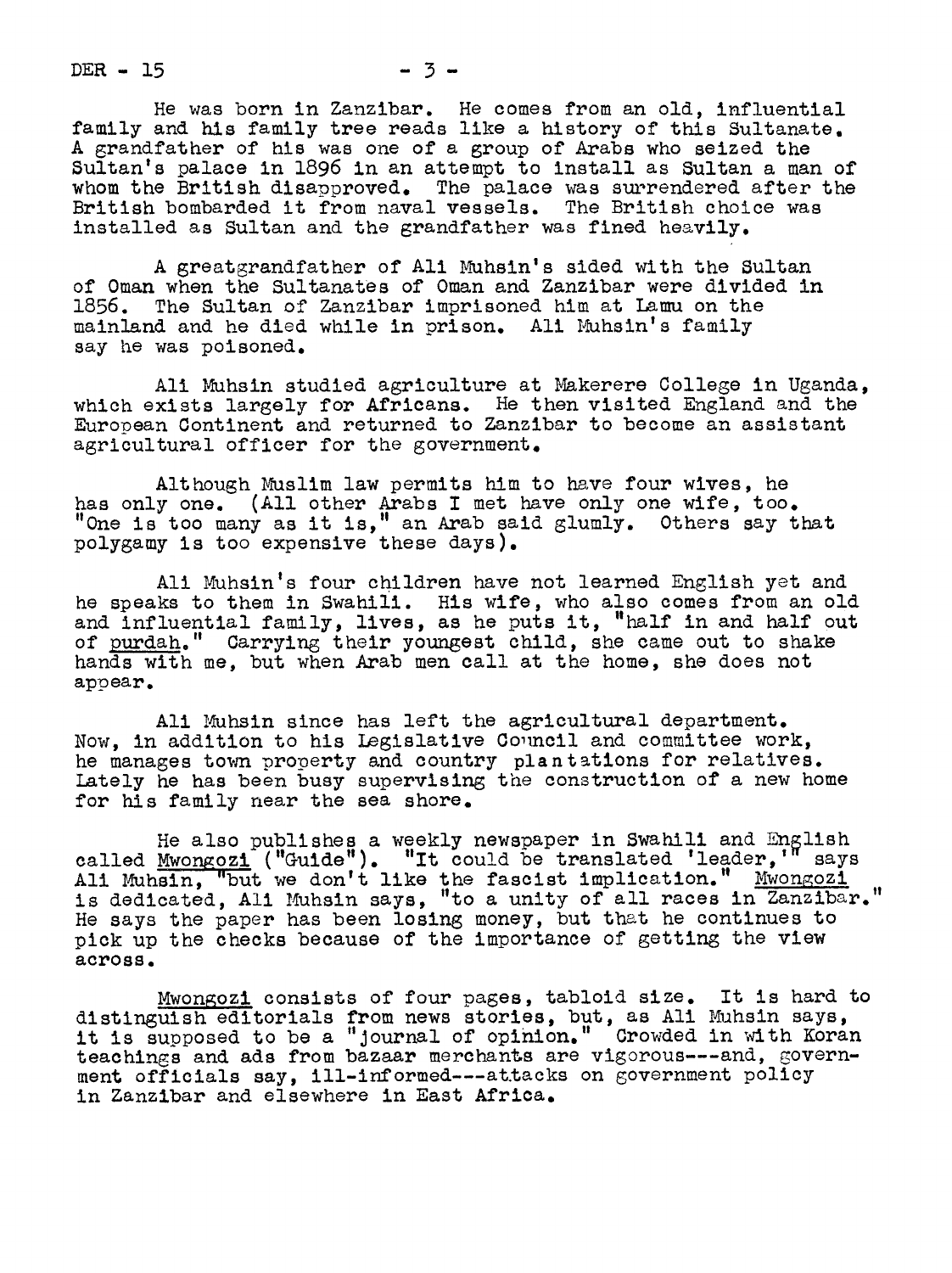He was born in Zanzibar. He comes from an old, influential family and his family tree reads like a history of this Sultanate. A grandfather of his was one of a group of Arabs who seized the Sultan's palace in 1896 in an attempt to install as Sultan a man of whom the British disapproved. The palace was surrendered after the British bombarded it from naval vessels. The British choice was installed as Sultan and the grandfather was fined heavily.

A greatgrandfather of Ali Muhsin's sided with the Sultan of Oman when the Sultanates of Oman and Zanzibar were divided in 1856. The Sultan of Zanzibar imprisoned him at Lamu on the mainland and he died while in prison. Ali Muhsin's family say he was poisoned.

Ali Muhsin studied agriculture at Makerere College in Uganda, which exists largely for Africans. He then visited England and the European Continent and returned to Zanzibar to become an assistant agricultural officer for the government.

Although Muslim law permits him to have four wives, he has only one. (All other Arabs I met have only one wife, too. "One is too many as it is," an Arab said glumly. Others say that polygamy is too expensive these days).

Ali Muhsin's four children have not learned English yet and he speaks to them in Swahili. His wife, who also comes from an old and influential family, lives, as he puts it, "half in and half out of _purdah_." Carrying their youngest child, she came out to shake hands with me, but when Arab men call at the home, she does not appear.

Ali Muhsin since has left the agricultural department. Now, in addition to his Legislative Council and committee work, he manages town property and country plantations for relatives. Lately he has been busy supervising the construction of a new home for his family near the sea shore.

He also publishes a weekly newspaper in Swahili and English called _Mwongozi_ ("Guide"). "It could be translated 'leader,'" says Ali Muhsin, "but we don't like the fascist implication." _Mwongozi_ is dedicated, Ali Muhsin says, "to a unity of all races in Zanzibar." He says the paper has been losing money, but that he continues to pick up the checks because of the importance of getting the view across.

_Mwongozi_ consists of four pages, tabloid size. It is hard to distinguish editorials from news stories, but, as Ali Muhsin says, it is supposed to be a "journal of opinion." Crowded in with Koran teachings and ads from bazaar merchants are vigorous---and, government officials say, ill-informed---attacks on government policy in Zanzibar and elsewhere in East Africa.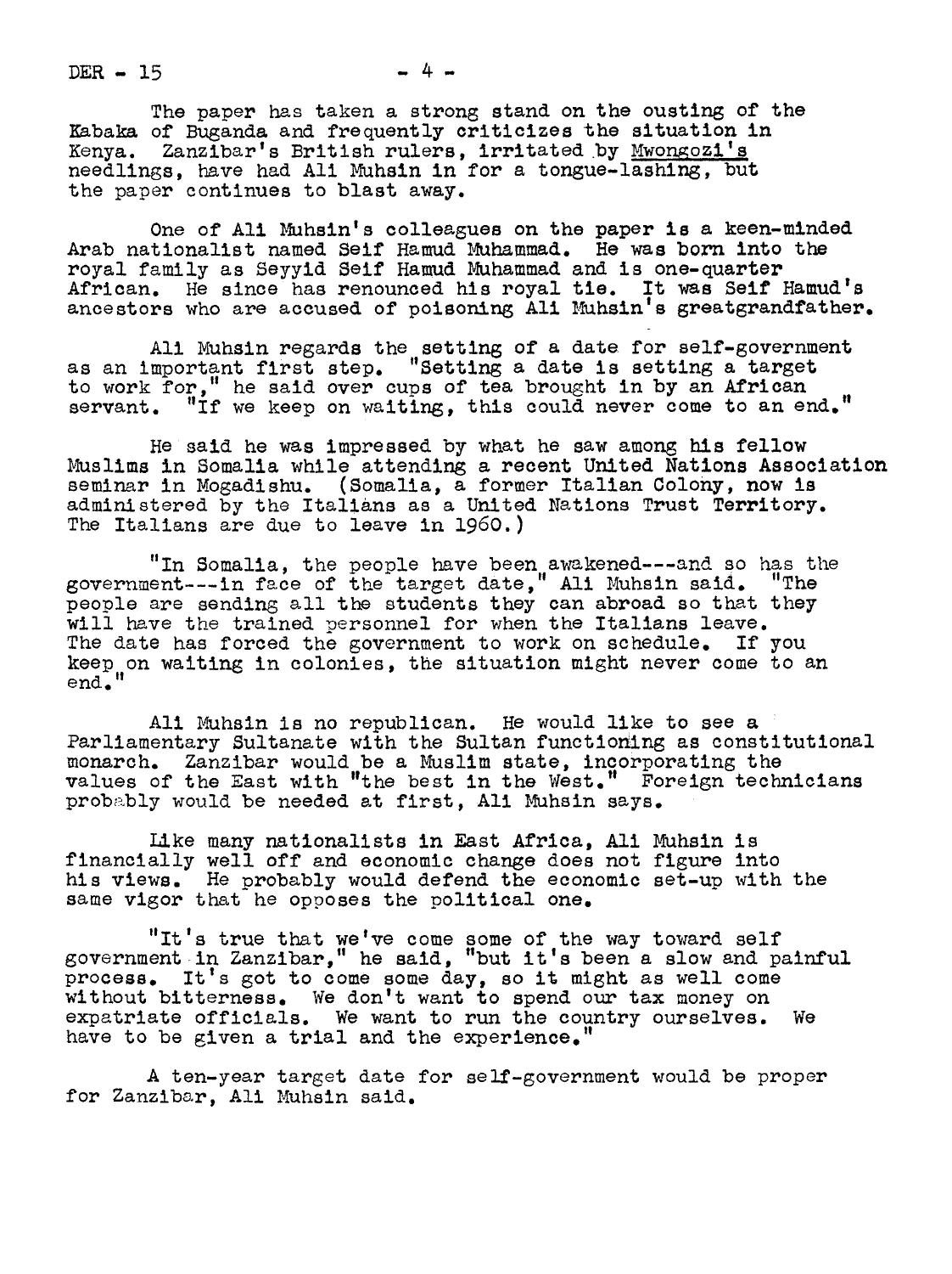The paper has taken a strong stand on the ousting of the Kabaka of Buganda and frequently criticizes the situation in Kenya. Zanzibar's British rulers, irritated by Mwongozi's needlings, have had Ali Muhsin in for a tongue-lashing, but the paper continues to blast away.

One of Ali Muhsin's colleagues on the paper is a keen-minded Arab nationalist named Seif Hamud Muhammad. He was born into the royal family as Seyyid Seif Hamud Muhammad and is one-quarter African. He since has renounced his royal tie. It was Seif Hamud's ancestors who are accused of poisoning Ali Muhsin's greatgrandfather.

Ali Muhsin regards the setting of a date for self-government as an important first step. "Setting a date is setting a target to work for," he said over cups of tea brought in by an African servant. "If we keep on waiting, this could never come to an end."

He said he was impressed by what he saw among his fellow Muslims in Somalia while attending a recent United Nations Association seminar in Mogadishu. (Somalia, a former Italian Colony, now is administered by the Italians as a United Nations Trust Territory. The Italians are due to leave in 1960.)

"In Somalia, the people have been awakened---and so has the government---in face of the target date," Ali Muhsin said. "The people are sending all the students they can abroad so that they will have the trained personnel for when the Italians leave. The date has forced the government to work on schedule. If you keep on waiting in colonies, the situation might never come to an end."

Ali Muhsin is no republican. He would like to see a Parliamentary Sultanate with the Sultan functioning as constitutional monarch. Zanzibar would be a Muslim state, incorporating the values of the East with "the best in the West." Foreign technicians probably would be needed at first, Ali Muhsin says.

Like many nationalists in East Africa, Ali Muhsin is financially well off and economic change does not figure into his views. He probably would defend the economic set-up with the same vigor that he opposes the political one.

"It's true that we've come some of the way toward self government in Zanzibar," he said, "but it's been a slow and painful process. It's got to come some day, so it might as well come without bitterness. We don't want to spend our tax money on expatriate officials. We want to run the country ourselves. We have to be given a trial and the experience."

A ten-year target date for self-government would be proper for Zanzibar, Ali Muhsin said.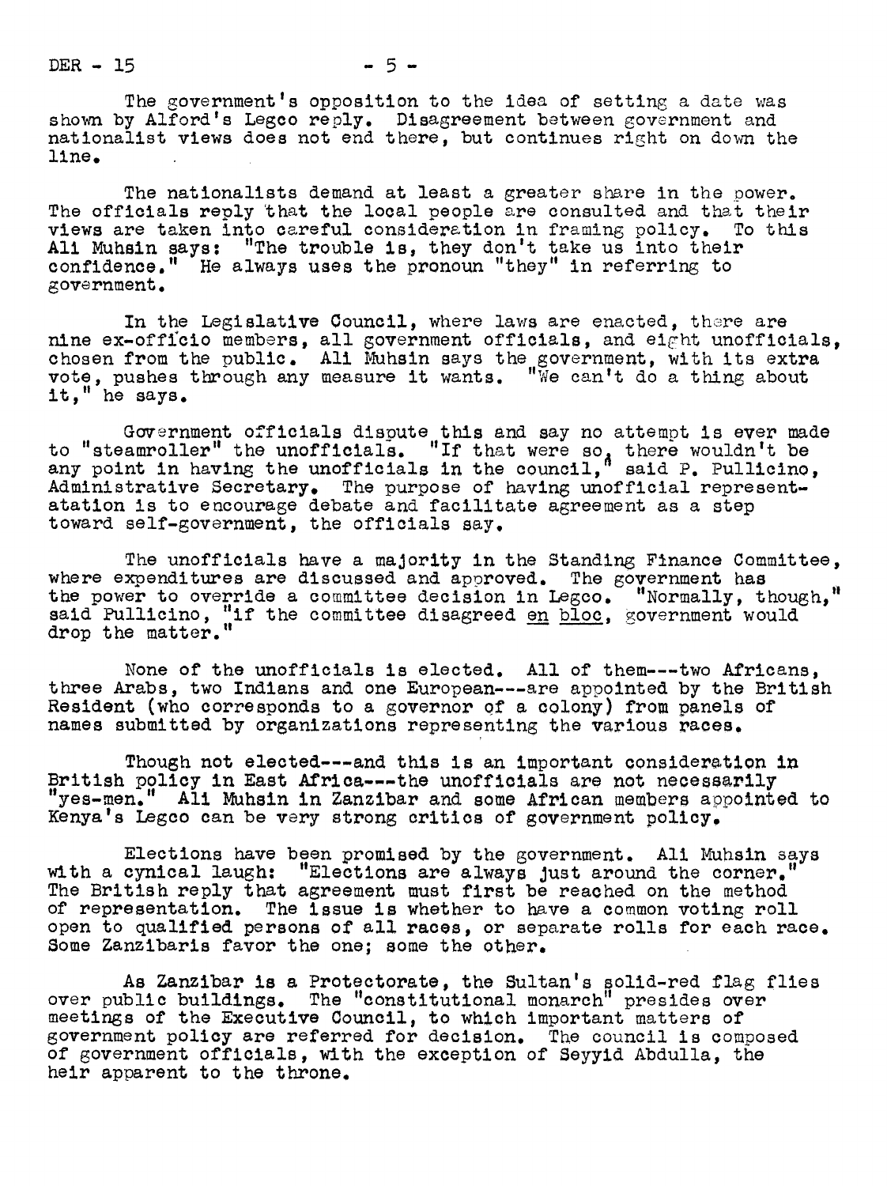The government's opposition to the idea of setting a date was shown by Alford's Legco reply. Disagreement between government and nationalist views does not end there, but continues right on down the line.

The nationalists demand at least a greater share in the power. The officials reply that the local people are consulted and that their views are taken into careful consideration in framing policy. To this Ali Muhsin says: "The trouble is, they don't take us into their confidence." He always uses the pronoun "they" in referring to government.

In the Legislative Council, where laws are enacted, there are nine ex-officio members, all government officials, and eight unofficials, chosen from the public. Ali Muhsin says the government, with its extra vote, pushes through any measure it wants. "We can't do a thing about it," he says.

Government officials dispute this and say no attempt is ever made to "steamroller" the unofficials. "If that were so, there wouldn't be any point in having the unofficials in the council," said P. Pullicino, Administrative Secretary. The purpose of having unofficial representation is to encourage debate and facilitate agreement as a step toward self-government, the officials say.

The unofficials have a majority in the Standing Finance Committee, where expenditures are discussed and approved. The government has the power to override a committee decision in Legco. "Normally, though," said Pullicino, "if the committee disagreed <u>en bloc</u>, government would drop the matter."

None of the unofficials is elected. All of them---two Africans, three Arabs, two Indians and one European---are appointed by the British Resident (who corresponds to a governor of a colony) from panels of names submitted by organizations representing the various races.

Though not elected---and this is an important consideration in British policy in East Africa---the unofficials are not necessarily "yes-men." Ali Muhsin in Zanzibar and some African members appointed to Kenya's Legco can be very strong critics of government policy.

Elections have been promised by the government. Ali Muhsin says with a cynical laugh: "Elections are always just around the corner." The British reply that agreement must first be reached on the method of representation. The issue is whether to have a common voting roll open to qualified persons of all races, or separate rolls for each race. Some Zanzibaris favor the one; some the other.

As Zanzibar is a Protectorate, the Sultan's solid-red flag flies over public buildings. The "constitutional monarch" presides over meetings of the Executive Council, to which important matters of government policy are referred for decision. The council is composed of government officials, with the exception of Seyyid Abdulla, the heir apparent to the throne.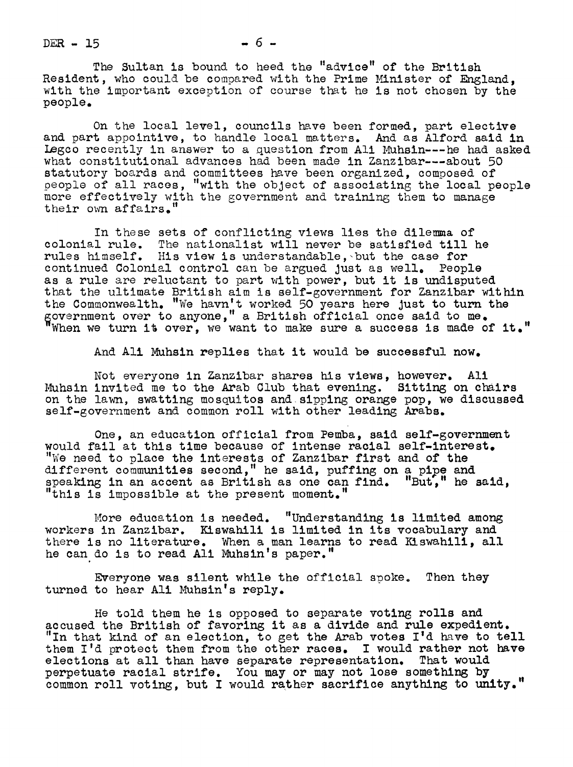The Sultan is bound to heed the "advice" of the British Resident, who could be compared with the Prime Minister of England, with the important exception of course that he is not chosen by the people.

On the local level, councils have been formed, part elective and part appointive, to handle local matters. And as Alford said in Legco recently in answer to a question from Ali Muhsin---he had asked what constitutional advances had been made in Zanzibar---about 50 statutory boards and committees have been organized, composed of people of all races, "with the object of associating the local people more effectively with the government and training them to manage their own affairs."

In these sets of conflicting views lies the dilemma of colonial rule. The nationalist will never be satisfied till he rules himself. His view is understandable, but the case for continued Colonial control can be argued just as well. People as a rule are reluctant to part with power, but it is undisputed that the ultimate British aim is self-government for Zanzibar within the Commonwealth. "We havn't worked 50 years here just to turn the government over to anyone," a British official once said to me. "When we turn it over, we want to make sure a success is made of it."

And Ali Muhsin replies that it would be successful now.

Not everyone in Zanzibar shares his views, however. Ali Muhsin invited me to the Arab Club that evening. Sitting on chairs on the lawn, swatting mosquitos and sipping orange pop, we discussed self-government and common roll with other leading Arabs.

One, an education official from Pemba, said self-government would fail at this time because of intense racial self-interest. "We need to place the interests of Zanzibar first and of the different communities second," he said, puffing on a pipe and speaking in an accent as British as one can find. "But," he said, "this is impossible at the present moment."

More education is needed. "Understanding is limited among workers in Zanzibar. Kiswahili is limited in its vocabulary and there is no literature. When a man learns to read Kiswahili, all he can do is to read Ali Muhsin's paper."

Everyone was silent while the official spoke. Then they turned to hear Ali Muhsin's reply.

He told them he is opposed to separate voting rolls and accused the British of favoring it as a divide and rule expedient. "In that kind of an election, to get the Arab votes I'd have to tell them I'd protect them from the other races. I would rather not have elections at all than have separate representation. That would perpetuate racial strife. You may or may not lose something by common roll voting, but I would rather sacrifice anything to unity."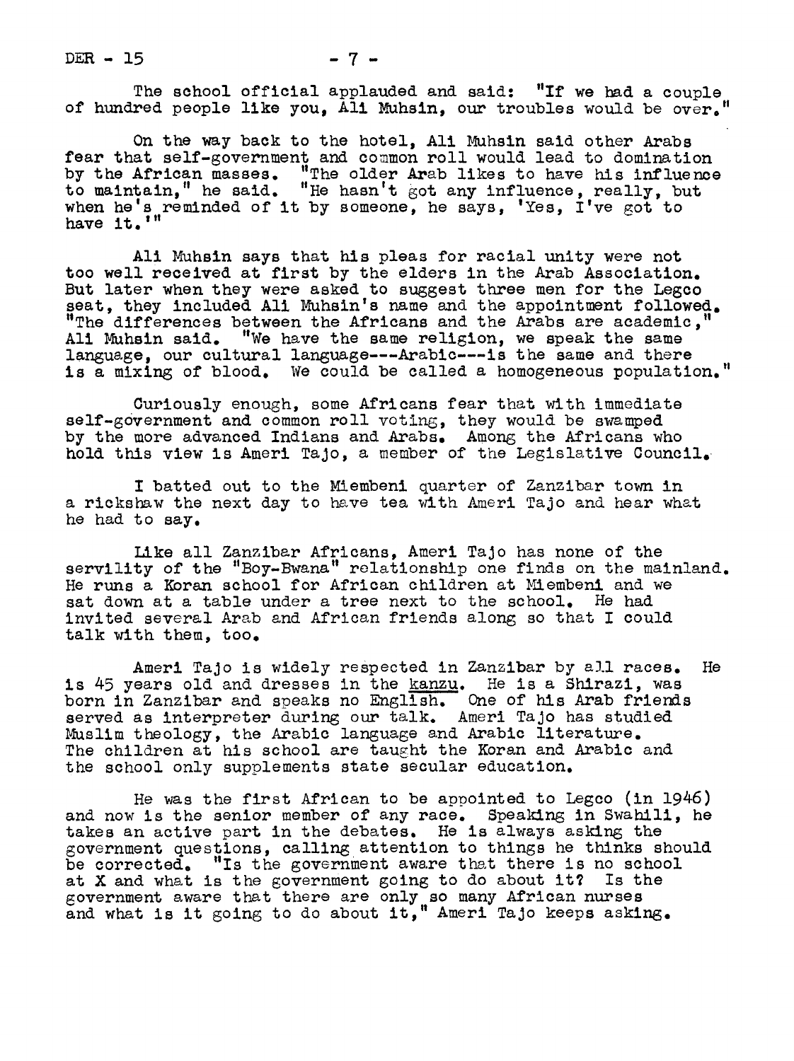The school official applauded and said: "If we had a couple of hundred people like you, Ali Muhsin, our troubles would be over."

On the way back to the hotel, Ali Muhsin said other Arabs fear that self-government and common roll would lead to domination by the African masses. "The older Arab likes to have his influence to maintain," he said. "He hasn't got any influence, really, but when he's reminded of it by someone, he says, 'Yes, I've got to have it.'"

Ali Muhsin says that his pleas for racial unity were not too well received at first by the elders in the Arab Association. But later when they were asked to suggest three men for the Legco seat, they included Ali Muhsin's name and the appointment followed. "The differences between the Africans and the Arabs are academic," Ali Muhsin said. "We have the same religion, we speak the same language, our cultural language---Arabic---is the same and there is a mixing of blood. We could be called a homogeneous population."

Curiously enough, some Africans fear that with immediate self-government and common roll voting, they would be swamped by the more advanced Indians and Arabs. Among the Africans who hold this view is Ameri Tajo, a member of the Legislative Council.

I batted out to the Miembeni quarter of Zanzibar town in a rickshaw the next day to have tea with Ameri Tajo and hear what he had to say.

Like all Zanzibar Africans, Ameri Tajo has none of the servility of the "Boy-Bwana" relationship one finds on the mainland. He runs a Koran school for African children at Miembeni and we sat down at a table under a tree next to the school. He had invited several Arab and African friends along so that I could talk with them, too.

Ameri Tajo is widely respected in Zanzibar by all races. He is 45 years old and dresses in the _kanzu_. He is a Shirazi, was born in Zanzibar and speaks no English. One of his Arab friends served as interpreter during our talk. Ameri Tajo has studied Muslim theology, the Arabic language and Arabic literature. The children at his school are taught the Koran and Arabic and the school only supplements state secular education.

He was the first African to be appointed to Legco (in 1946) and now is the senior member of any race. Speaking in Swahili, he takes an active part in the debates. He is always asking the government questions, calling attention to things he thinks should be corrected. "Is the government aware that there is no school at X and what is the government going to do about it? Is the government aware that there are only so many African nurses and what is it going to do about it," Ameri Tajo keeps asking.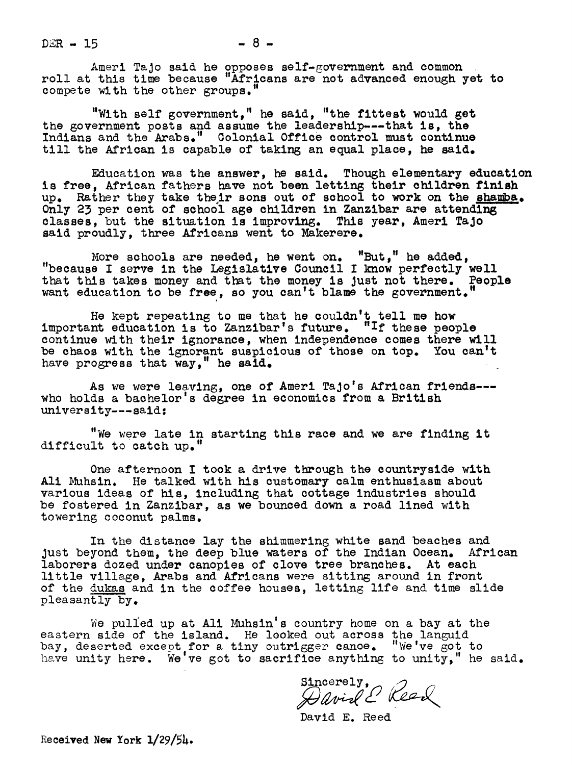Ameri Tajo said he opposes self-government and common roll at this time because "Africans are not advanced enough yet to compete with the other groups."

"With self government," he said, "the fittest would get the government posts and assume the leadership---that is, the Indians and the Arabs." Colonial Office control must continue till the African is capable of taking an equal place, he said.

Education was the answer, he said. Though elementary education is free, African fathers have not been letting their children finish up. Rather they take their sons out of school to work on the shamba. Only 23 per cent of school age children in Zanzibar are attending classes, but the situation is improving. This year, Ameri Tajo said proudly, three Africans went to Makerere.

More schools are needed, he went on. "But," he added, "because I serve in the Legislative Council I know perfectly well that this takes money and that the money is just not there. People want education to be free, so you can't blame the government."

He kept repeating to me that he couldn't tell me how important education is to Zanzibar's future. "If these people continue with their ignorance, when independence comes there will be chaos with the ignorant suspicious of those on top. You can't have progress that way," he said.

As we were leaving, one of Ameri Tajo's African friends---who holds a bachelor's degree in economics from a British university---said:

"We were late in starting this race and we are finding it difficult to catch up."

One afternoon I took a drive through the countryside with Ali Muhsin. He talked with his customary calm enthusiasm about various ideas of his, including that cottage industries should be fostered in Zanzibar, as we bounced down a road lined with towering coconut palms.

In the distance lay the shimmering white sand beaches and just beyond them, the deep blue waters of the Indian Ocean. African laborers dozed under canopies of clove tree branches. At each little village, Arabs and Africans were sitting around in front of the dukas and in the coffee houses, letting life and time slide pleasantly by.

We pulled up at Ali Muhsin's country home on a bay at the eastern side of the island. He looked out across the languid bay, deserted except for a tiny outrigger canoe. "We've got to have unity here. We've got to sacrifice anything to unity," he said.

Sincerely,

David E. Reed

David E. Reed

Received New York 1/29/54.